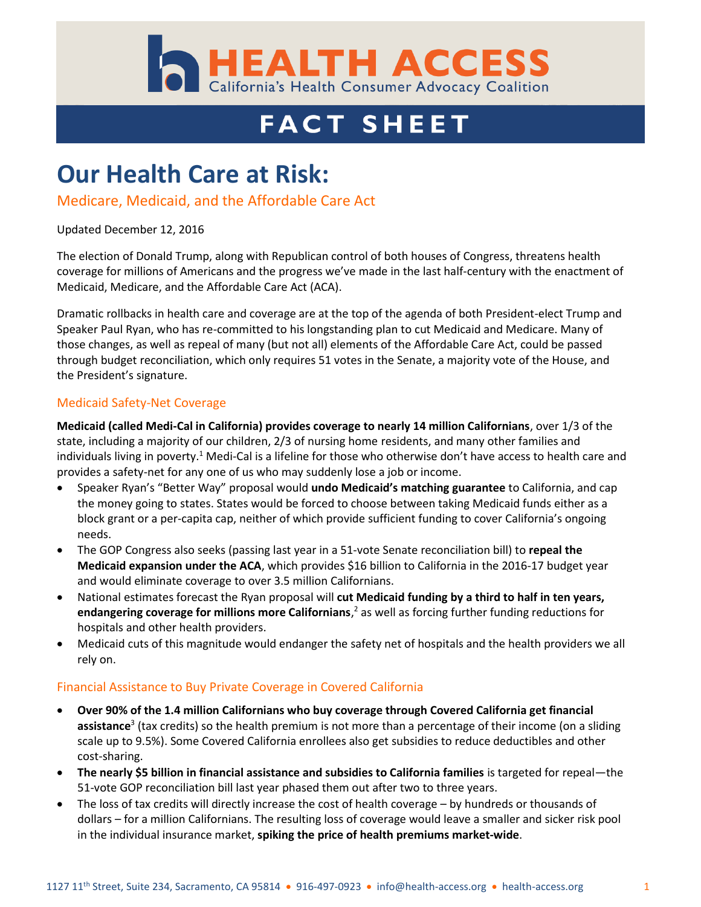HEALTH ACCESS

California's Health Consumer Advocacy Coalition

FACT SHEET

# Our Health Care at Risk:

## Medicare, Medicaid, and the Affordable Care Act

Updated December 12, 2016

The election of Donald Trump, along with Republican control of both houses of Congress, threatens health coverage for millions of Americans and the progress we've made in the last half-century with the enactment of Medicaid, Medicare, and the Affordable Care Act (ACA).

Dramatic rollbacks in health care and coverage are at the top of the agenda of both President-elect Trump and Speaker Paul Ryan, who has re-committed to his longstanding plan to cut Medicaid and Medicare. Many of those changes, as well as repeal of many (but not all) elements of the Affordable Care Act, could be passed through budget reconciliation, which only requires 51 votes in the Senate, a majority vote of the House, and the President's signature.

### Medicaid Safety-Net Coverage

**Medicaid (called Medi-Cal in California) provides coverage to nearly 14 million Californians**, over 1/3 of the state, including a majority of our children, 2/3 of nursing home residents, and many other families and individuals living in poverty.[1] Medi-Cal is a lifeline for those who otherwise don't have access to health care and provides a safety-net for any one of us who may suddenly lose a job or income.

- Speaker Ryan's "Better Way" proposal would **undo Medicaid's matching guarantee** to California, and cap the money going to states. States would be forced to choose between taking Medicaid funds either as a block grant or a per-capita cap, neither of which provide sufficient funding to cover California's ongoing needs.
- The GOP Congress also seeks (passing last year in a 51-vote Senate reconciliation bill) to **repeal the Medicaid expansion under the ACA**, which provides $16 billion to California in the 2016-17 budget year and would eliminate coverage to over 3.5 million Californians.
- National estimates forecast the Ryan proposal will **cut Medicaid funding by a third to half in ten years, endangering coverage for millions more Californians**,[2] as well as forcing further funding reductions for hospitals and other health providers.
- Medicaid cuts of this magnitude would endanger the safety net of hospitals and the health providers we all rely on.

### Financial Assistance to Buy Private Coverage in Covered California

- **Over 90% of the 1.4 million Californians who buy coverage through Covered California get financial assistance**[3] (tax credits) so the health premium is not more than a percentage of their income (on a sliding scale up to 9.5%). Some Covered California enrollees also get subsidies to reduce deductibles and other cost-sharing.
- **The nearly $5 billion in financial assistance and subsidies to California families** is targeted for repeal—the 51-vote GOP reconciliation bill last year phased them out after two to three years.
- The loss of tax credits will directly increase the cost of health coverage – by hundreds or thousands of dollars – for a million Californians. The resulting loss of coverage would leave a smaller and sicker risk pool in the individual insurance market, **spiking the price of health premiums market-wide**.

1127 11th Street, Suite 234, Sacramento, CA 95814 • 916-497-0923 • info@health-access.org • health-access.org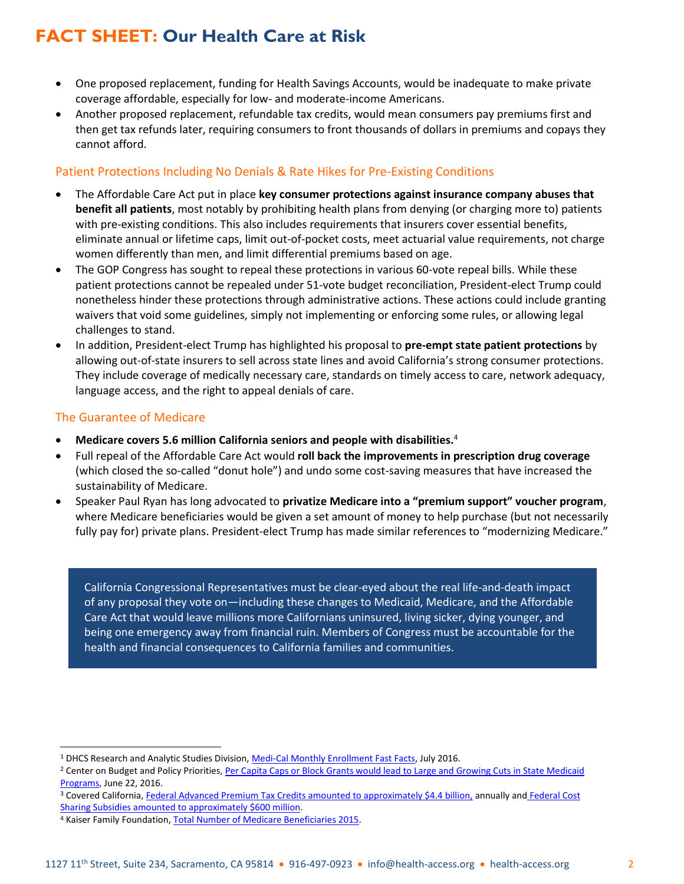# FACT SHEET: Our Health Care at Risk

- One proposed replacement, funding for Health Savings Accounts, would be inadequate to make private coverage affordable, especially for low- and moderate-income Americans.
- Another proposed replacement, refundable tax credits, would mean consumers pay premiums first and then get tax refunds later, requiring consumers to front thousands of dollars in premiums and copays they cannot afford.

## Patient Protections Including No Denials & Rate Hikes for Pre-Existing Conditions

- The Affordable Care Act put in place **key consumer protections against insurance company abuses that benefit all patients**, most notably by prohibiting health plans from denying (or charging more to) patients with pre-existing conditions. This also includes requirements that insurers cover essential benefits, eliminate annual or lifetime caps, limit out-of-pocket costs, meet actuarial value requirements, not charge women differently than men, and limit differential premiums based on age.
- The GOP Congress has sought to repeal these protections in various 60-vote repeal bills. While these patient protections cannot be repealed under 51-vote budget reconciliation, President-elect Trump could nonetheless hinder these protections through administrative actions. These actions could include granting waivers that void some guidelines, simply not implementing or enforcing some rules, or allowing legal challenges to stand.
- In addition, President-elect Trump has highlighted his proposal to **pre-empt state patient protections** by allowing out-of-state insurers to sell across state lines and avoid California's strong consumer protections. They include coverage of medically necessary care, standards on timely access to care, network adequacy, language access, and the right to appeal denials of care.

## The Guarantee of Medicare

- **Medicare covers 5.6 million California seniors and people with disabilities.**[4]
- Full repeal of the Affordable Care Act would **roll back the improvements in prescription drug coverage** (which closed the so-called "donut hole") and undo some cost-saving measures that have increased the sustainability of Medicare.
- Speaker Paul Ryan has long advocated to **privatize Medicare into a "premium support" voucher program**, where Medicare beneficiaries would be given a set amount of money to help purchase (but not necessarily fully pay for) private plans. President-elect Trump has made similar references to "modernizing Medicare."

> California Congressional Representatives must be clear-eyed about the real life-and-death impact of any proposal they vote on—including these changes to Medicaid, Medicare, and the Affordable Care Act that would leave millions more Californians uninsured, living sicker, dying younger, and being one emergency away from financial ruin. Members of Congress must be accountable for the health and financial consequences to California families and communities.

---

[1] DHCS Research and Analytic Studies Division, Medi-Cal Monthly Enrollment Fast Facts, July 2016.

[2] Center on Budget and Policy Priorities, Per Capita Caps or Block Grants would lead to Large and Growing Cuts in State Medicaid Programs, June 22, 2016.

[3] Covered California, Federal Advanced Premium Tax Credits amounted to approximately $4.4 billion, annually and Federal Cost Sharing Subsidies amounted to approximately $600 million.

[4] Kaiser Family Foundation, Total Number of Medicare Beneficiaries 2015.

1127 11th Street, Suite 234, Sacramento, CA 95814 • 916-497-0923 • info@health-access.org • health-access.org